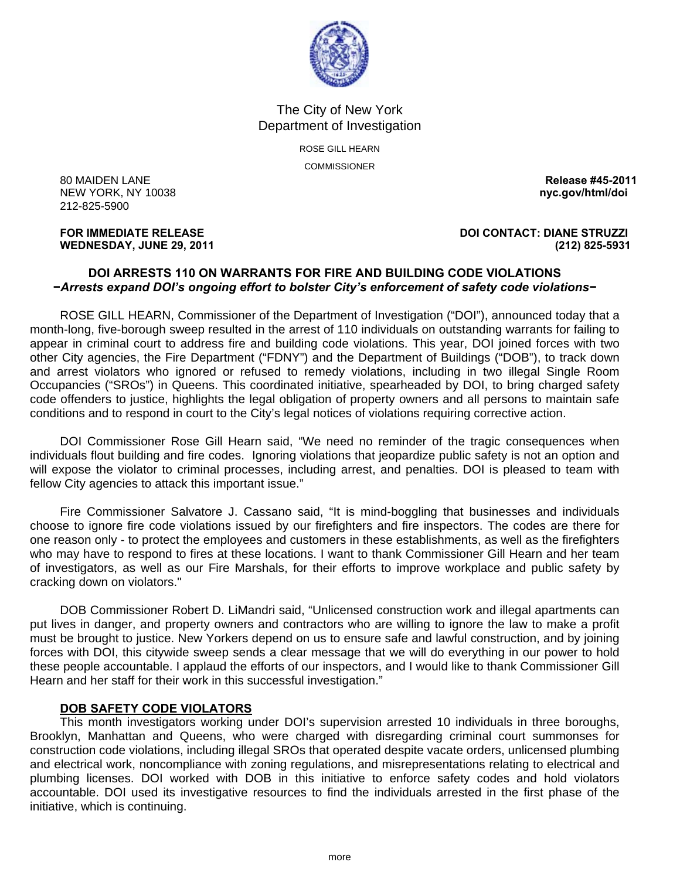The City of New York
Department of Investigation

ROSE GILL HEARN

COMMISSIONER

80 MAIDEN LANE
NEW YORK, NY 10038
212-825-5900

**Release #45-2011**
**nyc.gov/html/doi**

**FOR IMMEDIATE RELEASE**
**WEDNESDAY, JUNE 29, 2011**

**DOI CONTACT: DIANE STRUZZI**
**(212) 825-5931**

## DOI ARRESTS 110 ON WARRANTS FOR FIRE AND BUILDING CODE VIOLATIONS

***−Arrests expand DOI's ongoing effort to bolster City's enforcement of safety code violations−***

ROSE GILL HEARN, Commissioner of the Department of Investigation ("DOI"), announced today that a month-long, five-borough sweep resulted in the arrest of 110 individuals on outstanding warrants for failing to appear in criminal court to address fire and building code violations. This year, DOI joined forces with two other City agencies, the Fire Department ("FDNY") and the Department of Buildings ("DOB"), to track down and arrest violators who ignored or refused to remedy violations, including in two illegal Single Room Occupancies ("SROs") in Queens. This coordinated initiative, spearheaded by DOI, to bring charged safety code offenders to justice, highlights the legal obligation of property owners and all persons to maintain safe conditions and to respond in court to the City's legal notices of violations requiring corrective action.

DOI Commissioner Rose Gill Hearn said, "We need no reminder of the tragic consequences when individuals flout building and fire codes. Ignoring violations that jeopardize public safety is not an option and will expose the violator to criminal processes, including arrest, and penalties. DOI is pleased to team with fellow City agencies to attack this important issue."

Fire Commissioner Salvatore J. Cassano said, "It is mind-boggling that businesses and individuals choose to ignore fire code violations issued by our firefighters and fire inspectors. The codes are there for one reason only - to protect the employees and customers in these establishments, as well as the firefighters who may have to respond to fires at these locations. I want to thank Commissioner Gill Hearn and her team of investigators, as well as our Fire Marshals, for their efforts to improve workplace and public safety by cracking down on violators."

DOB Commissioner Robert D. LiMandri said, "Unlicensed construction work and illegal apartments can put lives in danger, and property owners and contractors who are willing to ignore the law to make a profit must be brought to justice. New Yorkers depend on us to ensure safe and lawful construction, and by joining forces with DOI, this citywide sweep sends a clear message that we will do everything in our power to hold these people accountable. I applaud the efforts of our inspectors, and I would like to thank Commissioner Gill Hearn and her staff for their work in this successful investigation."

### DOB SAFETY CODE VIOLATORS

This month investigators working under DOI's supervision arrested 10 individuals in three boroughs, Brooklyn, Manhattan and Queens, who were charged with disregarding criminal court summonses for construction code violations, including illegal SROs that operated despite vacate orders, unlicensed plumbing and electrical work, noncompliance with zoning regulations, and misrepresentations relating to electrical and plumbing licenses. DOI worked with DOB in this initiative to enforce safety codes and hold violators accountable. DOI used its investigative resources to find the individuals arrested in the first phase of the initiative, which is continuing.

more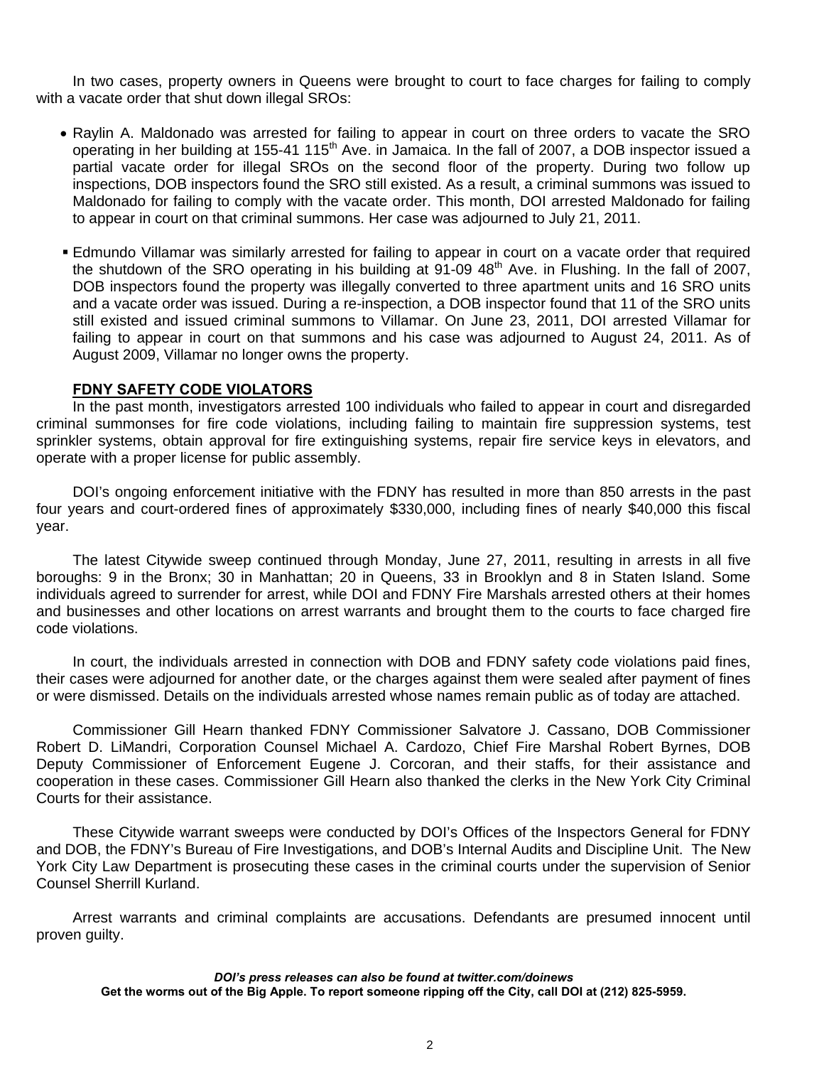In two cases, property owners in Queens were brought to court to face charges for failing to comply with a vacate order that shut down illegal SROs:

- Raylin A. Maldonado was arrested for failing to appear in court on three orders to vacate the SRO operating in her building at 155-41 115th Ave. in Jamaica. In the fall of 2007, a DOB inspector issued a partial vacate order for illegal SROs on the second floor of the property. During two follow up inspections, DOB inspectors found the SRO still existed. As a result, a criminal summons was issued to Maldonado for failing to comply with the vacate order. This month, DOI arrested Maldonado for failing to appear in court on that criminal summons. Her case was adjourned to July 21, 2011.

- Edmundo Villamar was similarly arrested for failing to appear in court on a vacate order that required the shutdown of the SRO operating in his building at 91-09 48th Ave. in Flushing. In the fall of 2007, DOB inspectors found the property was illegally converted to three apartment units and 16 SRO units and a vacate order was issued. During a re-inspection, a DOB inspector found that 11 of the SRO units still existed and issued criminal summons to Villamar. On June 23, 2011, DOI arrested Villamar for failing to appear in court on that summons and his case was adjourned to August 24, 2011. As of August 2009, Villamar no longer owns the property.

**FDNY SAFETY CODE VIOLATORS**

In the past month, investigators arrested 100 individuals who failed to appear in court and disregarded criminal summonses for fire code violations, including failing to maintain fire suppression systems, test sprinkler systems, obtain approval for fire extinguishing systems, repair fire service keys in elevators, and operate with a proper license for public assembly.

DOI's ongoing enforcement initiative with the FDNY has resulted in more than 850 arrests in the past four years and court-ordered fines of approximately $330,000, including fines of nearly $40,000 this fiscal year.

The latest Citywide sweep continued through Monday, June 27, 2011, resulting in arrests in all five boroughs: 9 in the Bronx; 30 in Manhattan; 20 in Queens, 33 in Brooklyn and 8 in Staten Island. Some individuals agreed to surrender for arrest, while DOI and FDNY Fire Marshals arrested others at their homes and businesses and other locations on arrest warrants and brought them to the courts to face charged fire code violations.

In court, the individuals arrested in connection with DOB and FDNY safety code violations paid fines, their cases were adjourned for another date, or the charges against them were sealed after payment of fines or were dismissed. Details on the individuals arrested whose names remain public as of today are attached.

Commissioner Gill Hearn thanked FDNY Commissioner Salvatore J. Cassano, DOB Commissioner Robert D. LiMandri, Corporation Counsel Michael A. Cardozo, Chief Fire Marshal Robert Byrnes, DOB Deputy Commissioner of Enforcement Eugene J. Corcoran, and their staffs, for their assistance and cooperation in these cases. Commissioner Gill Hearn also thanked the clerks in the New York City Criminal Courts for their assistance.

These Citywide warrant sweeps were conducted by DOI's Offices of the Inspectors General for FDNY and DOB, the FDNY's Bureau of Fire Investigations, and DOB's Internal Audits and Discipline Unit. The New York City Law Department is prosecuting these cases in the criminal courts under the supervision of Senior Counsel Sherrill Kurland.

Arrest warrants and criminal complaints are accusations. Defendants are presumed innocent until proven guilty.

***DOI's press releases can also be found at twitter.com/doinews***

**Get the worms out of the Big Apple. To report someone ripping off the City, call DOI at (212) 825-5959.**